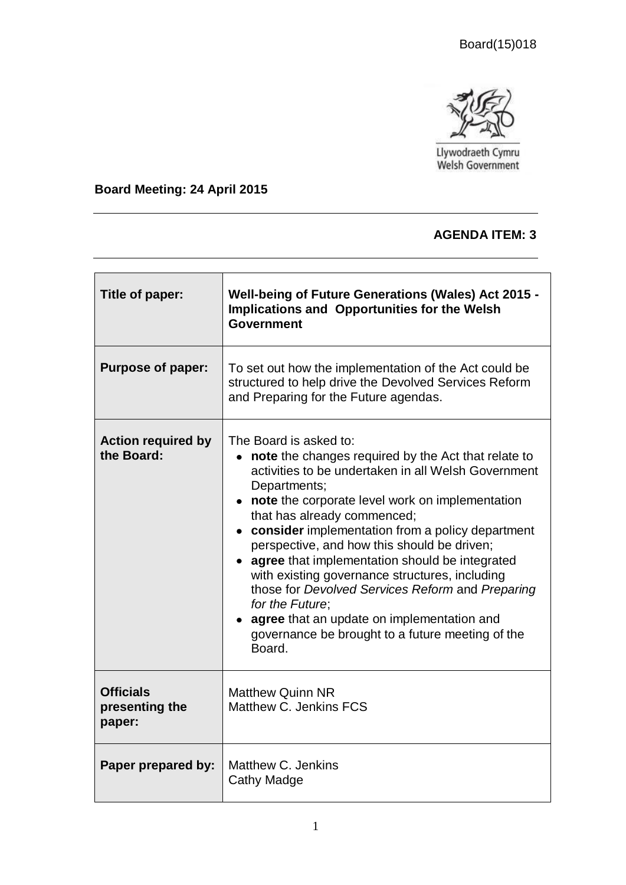Board(15)018

Llywodraeth Cymru
Welsh Government

**Board Meeting: 24 April 2015**

**AGENDA ITEM: 3**

| | |
|---|---|
| **Title of paper:** | **Well-being of Future Generations (Wales) Act 2015 - Implications and Opportunities for the Welsh Government** |
| **Purpose of paper:** | To set out how the implementation of the Act could be structured to help drive the Devolved Services Reform and Preparing for the Future agendas. |
| **Action required by the Board:** | The Board is asked to:<br>• **note** the changes required by the Act that relate to activities to be undertaken in all Welsh Government Departments;<br>• **note** the corporate level work on implementation that has already commenced;<br>• **consider** implementation from a policy department perspective, and how this should be driven;<br>• **agree** that implementation should be integrated with existing governance structures, including those for *Devolved Services Reform* and *Preparing for the Future*;<br>• **agree** that an update on implementation and governance be brought to a future meeting of the Board. |
| **Officials presenting the paper:** | Matthew Quinn NR<br>Matthew C. Jenkins FCS |
| **Paper prepared by:** | Matthew C. Jenkins<br>Cathy Madge |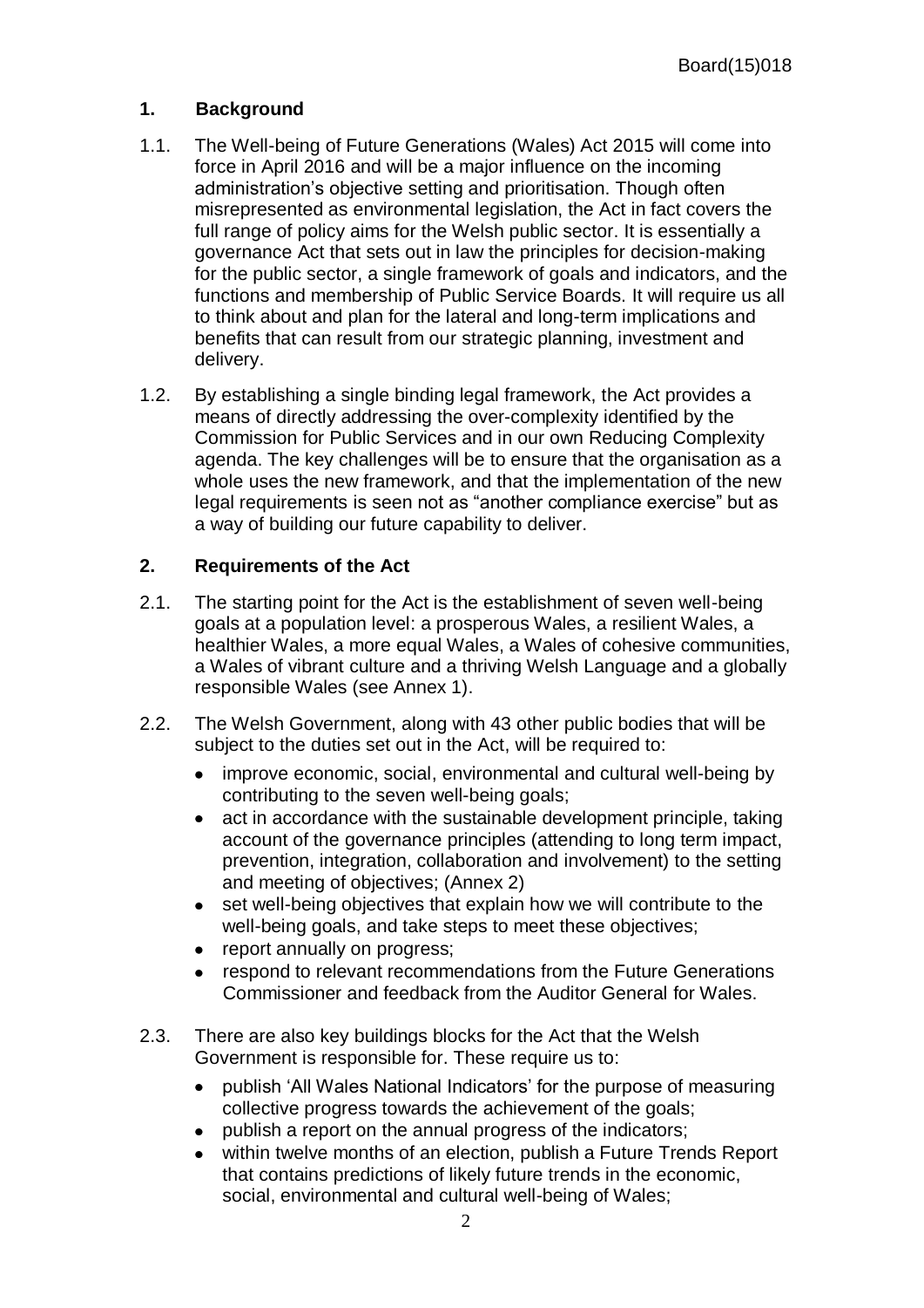## 1. Background

1.1. The Well-being of Future Generations (Wales) Act 2015 will come into force in April 2016 and will be a major influence on the incoming administration's objective setting and prioritisation. Though often misrepresented as environmental legislation, the Act in fact covers the full range of policy aims for the Welsh public sector. It is essentially a governance Act that sets out in law the principles for decision-making for the public sector, a single framework of goals and indicators, and the functions and membership of Public Service Boards. It will require us all to think about and plan for the lateral and long-term implications and benefits that can result from our strategic planning, investment and delivery.

1.2. By establishing a single binding legal framework, the Act provides a means of directly addressing the over-complexity identified by the Commission for Public Services and in our own Reducing Complexity agenda. The key challenges will be to ensure that the organisation as a whole uses the new framework, and that the implementation of the new legal requirements is seen not as "another compliance exercise" but as a way of building our future capability to deliver.

## 2. Requirements of the Act

2.1. The starting point for the Act is the establishment of seven well-being goals at a population level: a prosperous Wales, a resilient Wales, a healthier Wales, a more equal Wales, a Wales of cohesive communities, a Wales of vibrant culture and a thriving Welsh Language and a globally responsible Wales (see Annex 1).

2.2. The Welsh Government, along with 43 other public bodies that will be subject to the duties set out in the Act, will be required to:

- improve economic, social, environmental and cultural well-being by contributing to the seven well-being goals;
- act in accordance with the sustainable development principle, taking account of the governance principles (attending to long term impact, prevention, integration, collaboration and involvement) to the setting and meeting of objectives; (Annex 2)
- set well-being objectives that explain how we will contribute to the well-being goals, and take steps to meet these objectives;
- report annually on progress;
- respond to relevant recommendations from the Future Generations Commissioner and feedback from the Auditor General for Wales.

2.3. There are also key buildings blocks for the Act that the Welsh Government is responsible for. These require us to:

- publish 'All Wales National Indicators' for the purpose of measuring collective progress towards the achievement of the goals;
- publish a report on the annual progress of the indicators;
- within twelve months of an election, publish a Future Trends Report that contains predictions of likely future trends in the economic, social, environmental and cultural well-being of Wales;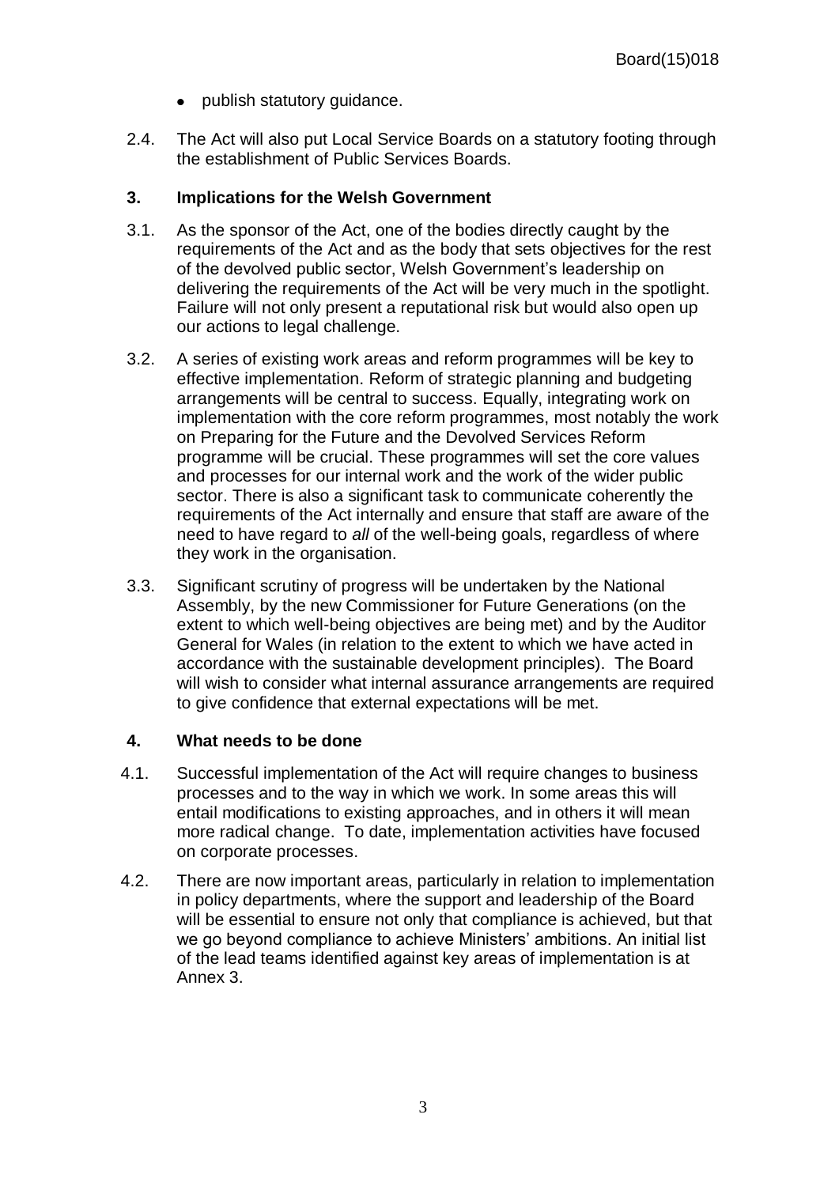- publish statutory guidance.

2.4. The Act will also put Local Service Boards on a statutory footing through the establishment of Public Services Boards.

## 3. Implications for the Welsh Government

3.1. As the sponsor of the Act, one of the bodies directly caught by the requirements of the Act and as the body that sets objectives for the rest of the devolved public sector, Welsh Government's leadership on delivering the requirements of the Act will be very much in the spotlight. Failure will not only present a reputational risk but would also open up our actions to legal challenge.

3.2. A series of existing work areas and reform programmes will be key to effective implementation. Reform of strategic planning and budgeting arrangements will be central to success. Equally, integrating work on implementation with the core reform programmes, most notably the work on Preparing for the Future and the Devolved Services Reform programme will be crucial. These programmes will set the core values and processes for our internal work and the work of the wider public sector. There is also a significant task to communicate coherently the requirements of the Act internally and ensure that staff are aware of the need to have regard to *all* of the well-being goals, regardless of where they work in the organisation.

3.3. Significant scrutiny of progress will be undertaken by the National Assembly, by the new Commissioner for Future Generations (on the extent to which well-being objectives are being met) and by the Auditor General for Wales (in relation to the extent to which we have acted in accordance with the sustainable development principles). The Board will wish to consider what internal assurance arrangements are required to give confidence that external expectations will be met.

## 4. What needs to be done

4.1. Successful implementation of the Act will require changes to business processes and to the way in which we work. In some areas this will entail modifications to existing approaches, and in others it will mean more radical change. To date, implementation activities have focused on corporate processes.

4.2. There are now important areas, particularly in relation to implementation in policy departments, where the support and leadership of the Board will be essential to ensure not only that compliance is achieved, but that we go beyond compliance to achieve Ministers' ambitions. An initial list of the lead teams identified against key areas of implementation is at Annex 3.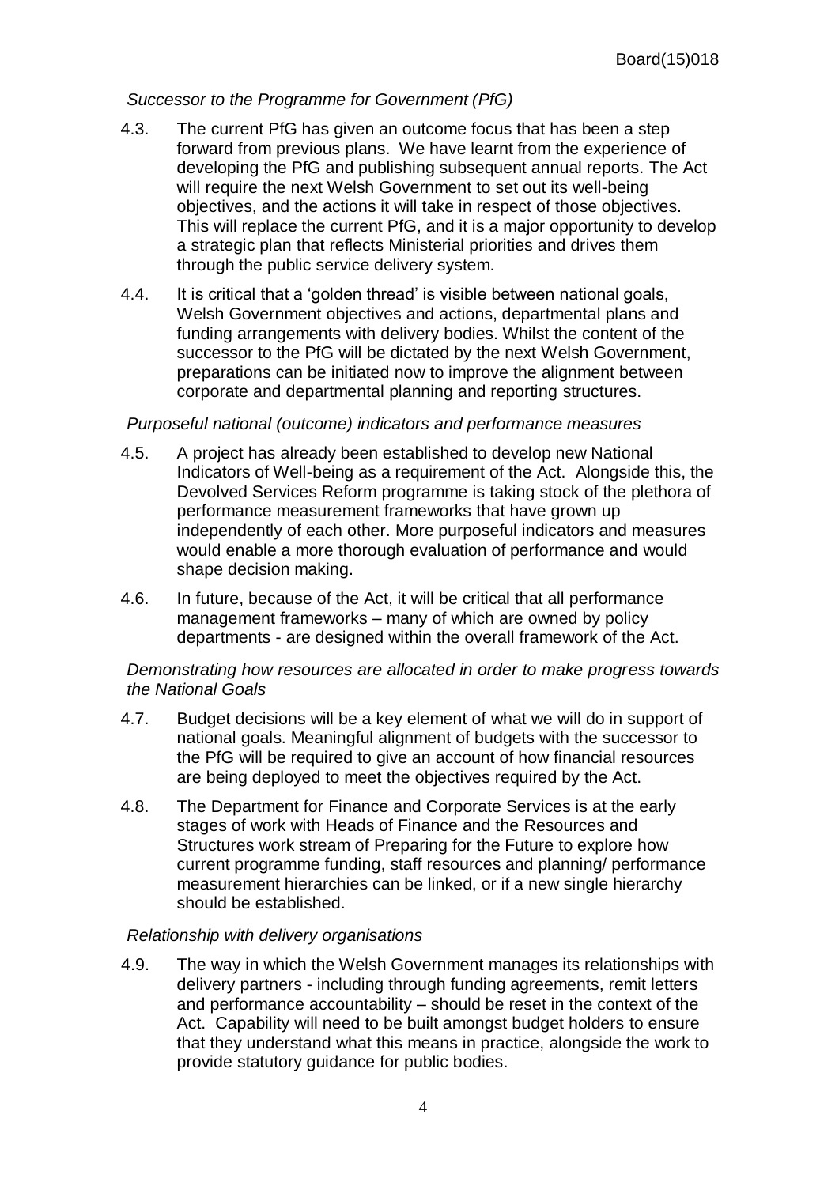*Successor to the Programme for Government (PfG)*

4.3. The current PfG has given an outcome focus that has been a step forward from previous plans. We have learnt from the experience of developing the PfG and publishing subsequent annual reports. The Act will require the next Welsh Government to set out its well-being objectives, and the actions it will take in respect of those objectives. This will replace the current PfG, and it is a major opportunity to develop a strategic plan that reflects Ministerial priorities and drives them through the public service delivery system.

4.4. It is critical that a 'golden thread' is visible between national goals, Welsh Government objectives and actions, departmental plans and funding arrangements with delivery bodies. Whilst the content of the successor to the PfG will be dictated by the next Welsh Government, preparations can be initiated now to improve the alignment between corporate and departmental planning and reporting structures.

*Purposeful national (outcome) indicators and performance measures*

4.5. A project has already been established to develop new National Indicators of Well-being as a requirement of the Act. Alongside this, the Devolved Services Reform programme is taking stock of the plethora of performance measurement frameworks that have grown up independently of each other. More purposeful indicators and measures would enable a more thorough evaluation of performance and would shape decision making.

4.6. In future, because of the Act, it will be critical that all performance management frameworks – many of which are owned by policy departments - are designed within the overall framework of the Act.

*Demonstrating how resources are allocated in order to make progress towards the National Goals*

4.7. Budget decisions will be a key element of what we will do in support of national goals. Meaningful alignment of budgets with the successor to the PfG will be required to give an account of how financial resources are being deployed to meet the objectives required by the Act.

4.8. The Department for Finance and Corporate Services is at the early stages of work with Heads of Finance and the Resources and Structures work stream of Preparing for the Future to explore how current programme funding, staff resources and planning/ performance measurement hierarchies can be linked, or if a new single hierarchy should be established.

*Relationship with delivery organisations*

4.9. The way in which the Welsh Government manages its relationships with delivery partners - including through funding agreements, remit letters and performance accountability – should be reset in the context of the Act. Capability will need to be built amongst budget holders to ensure that they understand what this means in practice, alongside the work to provide statutory guidance for public bodies.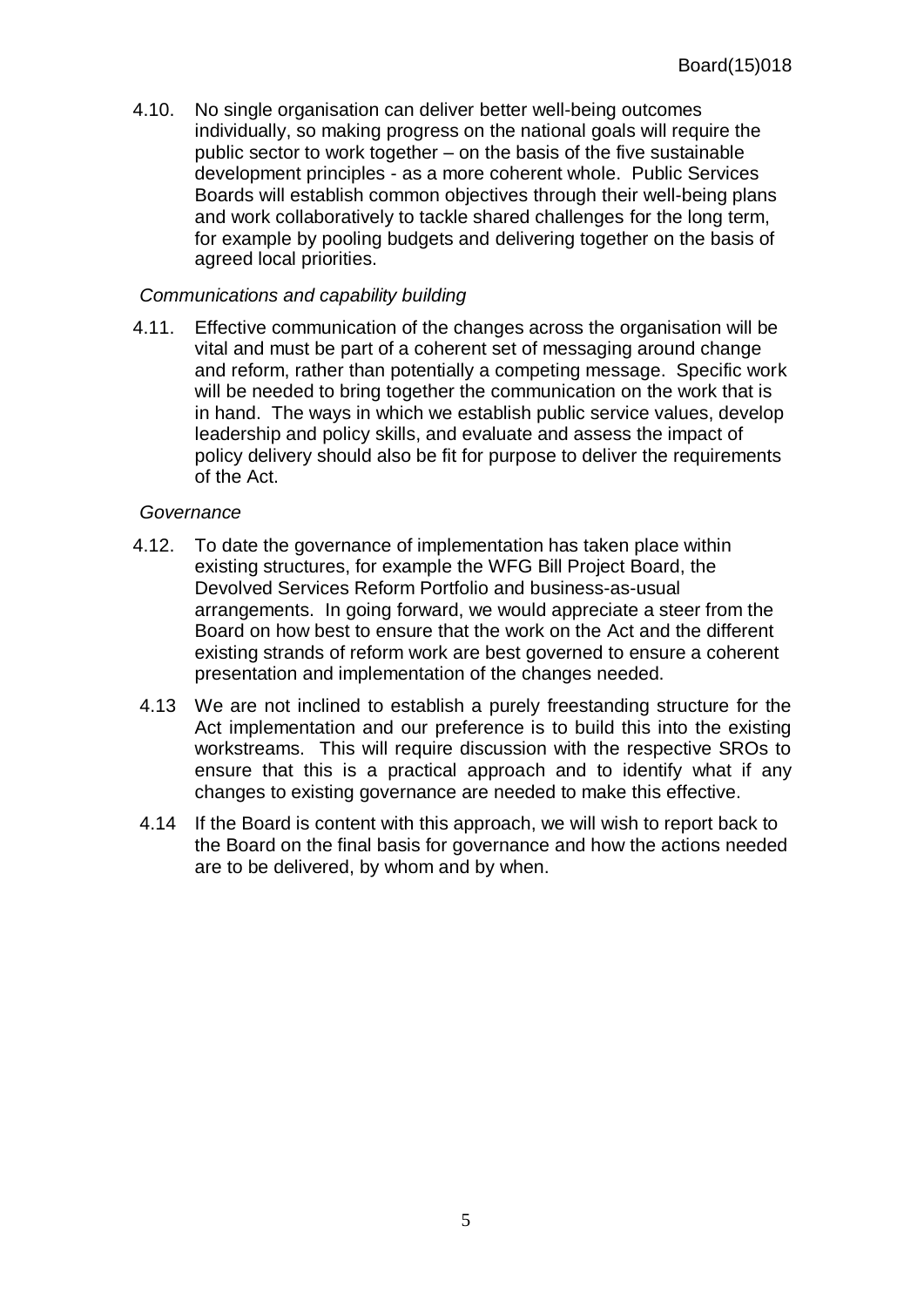4.10. No single organisation can deliver better well-being outcomes individually, so making progress on the national goals will require the public sector to work together – on the basis of the five sustainable development principles - as a more coherent whole. Public Services Boards will establish common objectives through their well-being plans and work collaboratively to tackle shared challenges for the long term, for example by pooling budgets and delivering together on the basis of agreed local priorities.

*Communications and capability building*

4.11. Effective communication of the changes across the organisation will be vital and must be part of a coherent set of messaging around change and reform, rather than potentially a competing message. Specific work will be needed to bring together the communication on the work that is in hand. The ways in which we establish public service values, develop leadership and policy skills, and evaluate and assess the impact of policy delivery should also be fit for purpose to deliver the requirements of the Act.

*Governance*

4.12. To date the governance of implementation has taken place within existing structures, for example the WFG Bill Project Board, the Devolved Services Reform Portfolio and business-as-usual arrangements. In going forward, we would appreciate a steer from the Board on how best to ensure that the work on the Act and the different existing strands of reform work are best governed to ensure a coherent presentation and implementation of the changes needed.

4.13 We are not inclined to establish a purely freestanding structure for the Act implementation and our preference is to build this into the existing workstreams. This will require discussion with the respective SROs to ensure that this is a practical approach and to identify what if any changes to existing governance are needed to make this effective.

4.14 If the Board is content with this approach, we will wish to report back to the Board on the final basis for governance and how the actions needed are to be delivered, by whom and by when.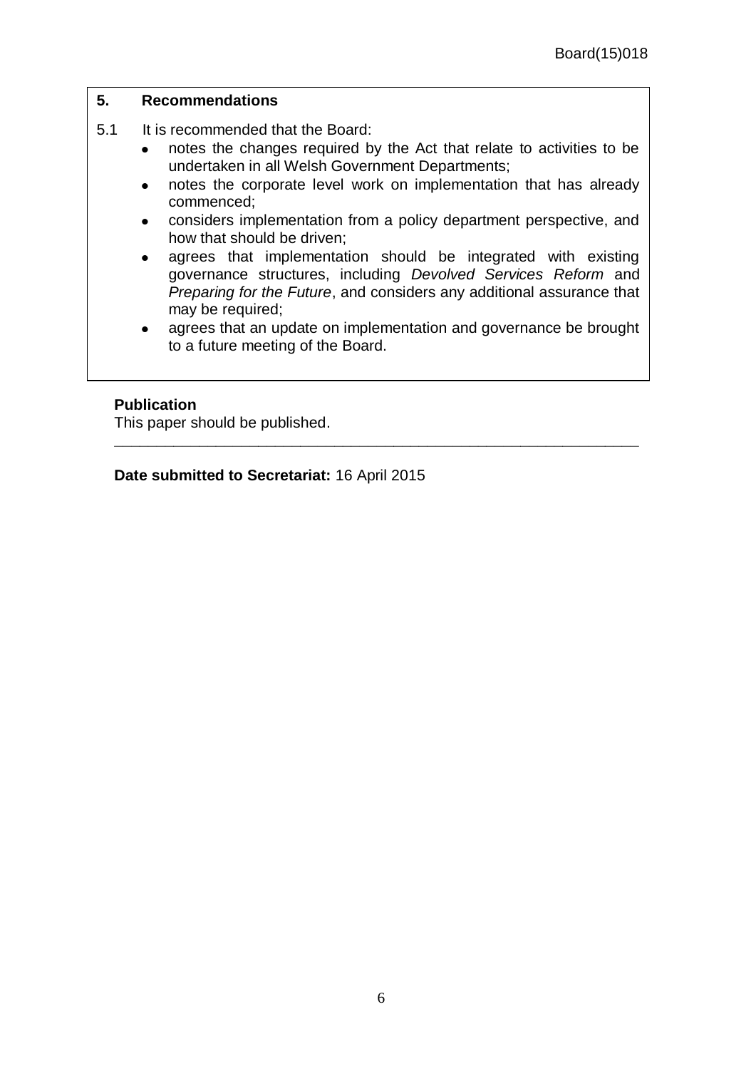## 5. Recommendations

5.1 It is recommended that the Board:

- notes the changes required by the Act that relate to activities to be undertaken in all Welsh Government Departments;
- notes the corporate level work on implementation that has already commenced;
- considers implementation from a policy department perspective, and how that should be driven;
- agrees that implementation should be integrated with existing governance structures, including *Devolved Services Reform* and *Preparing for the Future*, and considers any additional assurance that may be required;
- agrees that an update on implementation and governance be brought to a future meeting of the Board.

**Publication**
This paper should be published.

---

**Date submitted to Secretariat:** 16 April 2015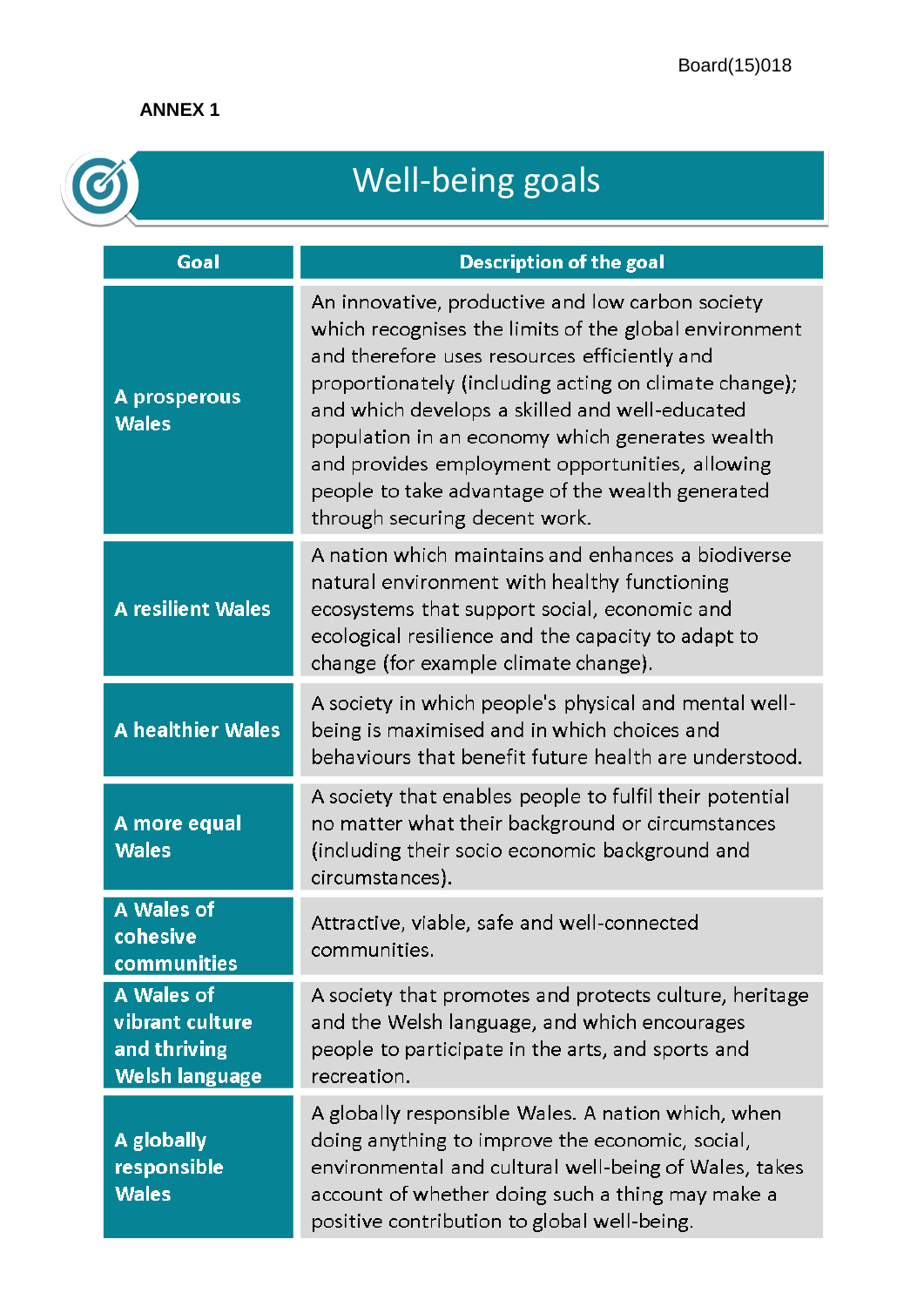**ANNEX 1**

# Well-being goals

| Goal | Description of the goal |
|---|---|
| **A prosperous Wales** | An innovative, productive and low carbon society which recognises the limits of the global environment and therefore uses resources efficiently and proportionately (including acting on climate change); and which develops a skilled and well-educated population in an economy which generates wealth and provides employment opportunities, allowing people to take advantage of the wealth generated through securing decent work. |
| **A resilient Wales** | A nation which maintains and enhances a biodiverse natural environment with healthy functioning ecosystems that support social, economic and ecological resilience and the capacity to adapt to change (for example climate change). |
| **A healthier Wales** | A society in which people's physical and mental well-being is maximised and in which choices and behaviours that benefit future health are understood. |
| **A more equal Wales** | A society that enables people to fulfil their potential no matter what their background or circumstances (including their socio economic background and circumstances). |
| **A Wales of cohesive communities** | Attractive, viable, safe and well-connected communities. |
| **A Wales of vibrant culture and thriving Welsh language** | A society that promotes and protects culture, heritage and the Welsh language, and which encourages people to participate in the arts, and sports and recreation. |
| **A globally responsible Wales** | A globally responsible Wales. A nation which, when doing anything to improve the economic, social, environmental and cultural well-being of Wales, takes account of whether doing such a thing may make a positive contribution to global well-being. |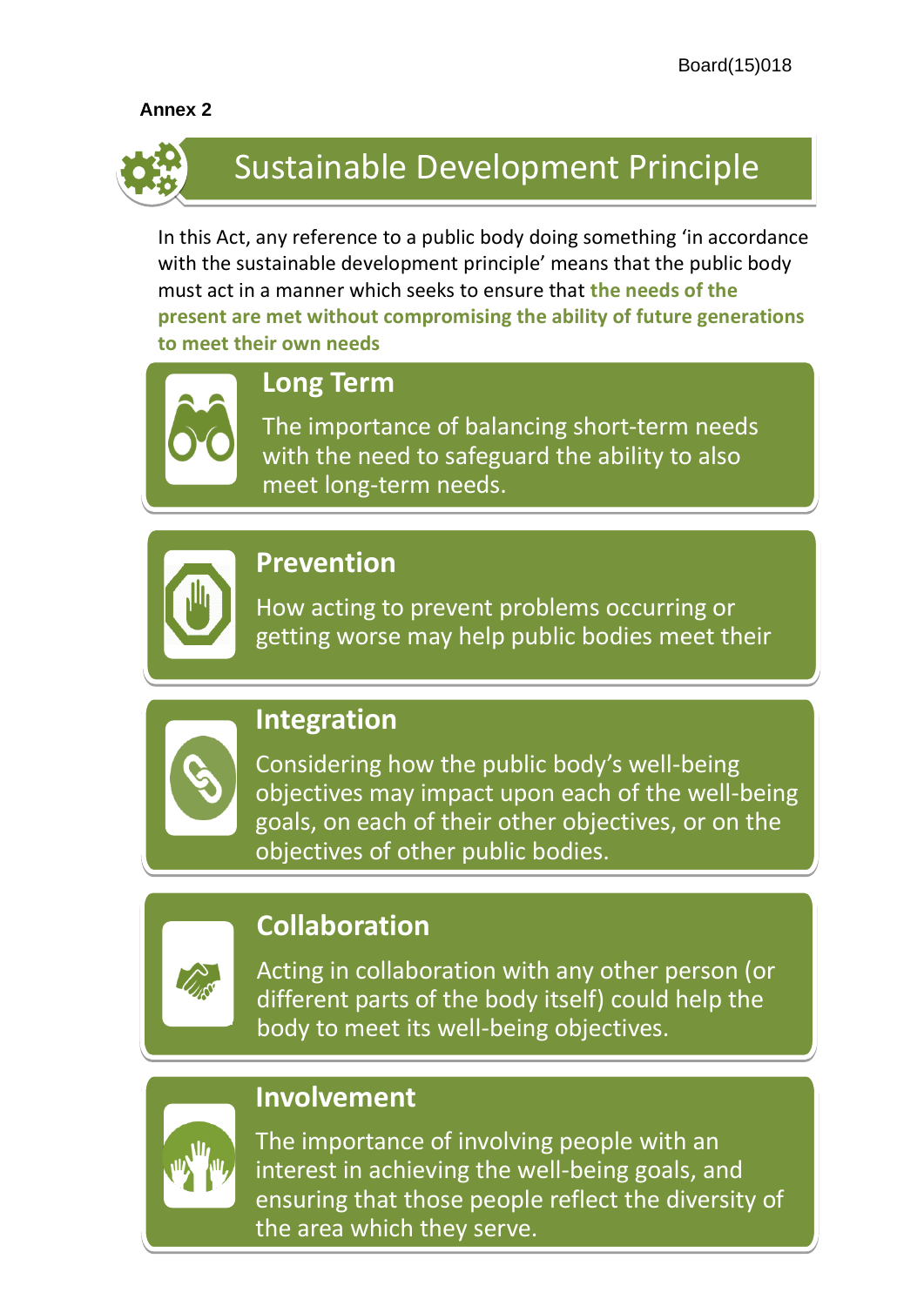**Annex 2**

# Sustainable Development Principle

In this Act, any reference to a public body doing something 'in accordance with the sustainable development principle' means that the public body must act in a manner which seeks to ensure that **the needs of the present are met without compromising the ability of future generations to meet their own needs**

## Long Term

The importance of balancing short-term needs with the need to safeguard the ability to also meet long-term needs.

## Prevention

How acting to prevent problems occurring or getting worse may help public bodies meet their

## Integration

Considering how the public body's well-being objectives may impact upon each of the well-being goals, on each of their other objectives, or on the objectives of other public bodies.

## Collaboration

Acting in collaboration with any other person (or different parts of the body itself) could help the body to meet its well-being objectives.

## Involvement

The importance of involving people with an interest in achieving the well-being goals, and ensuring that those people reflect the diversity of the area which they serve.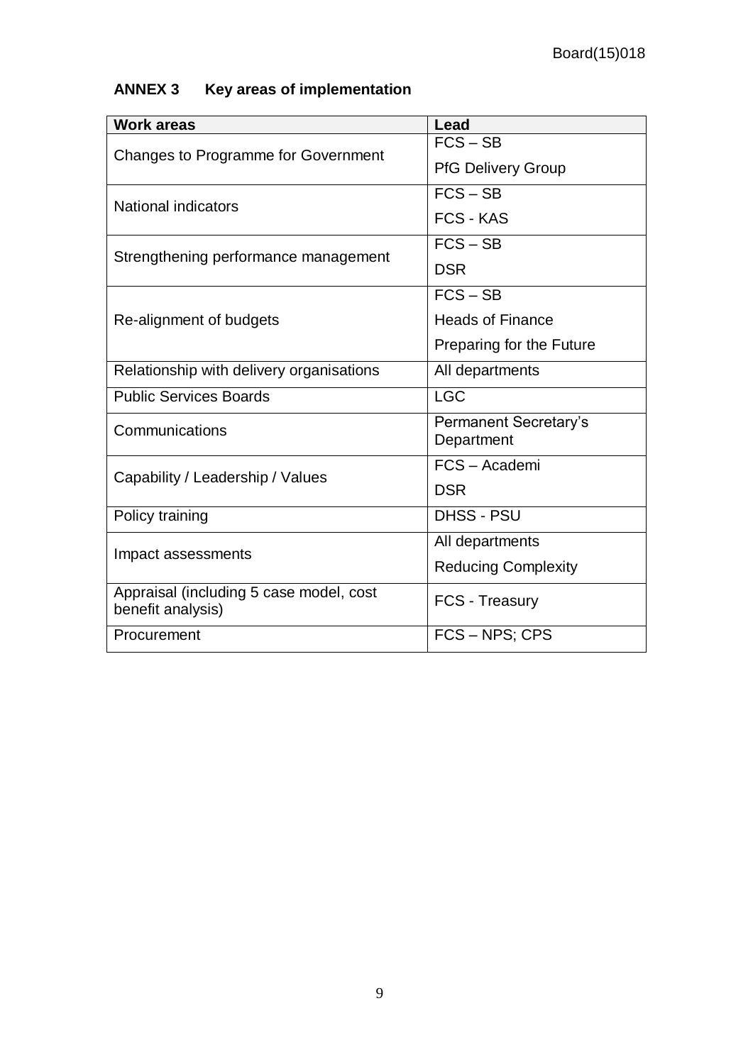## ANNEX 3 Key areas of implementation

| Work areas | Lead |
|---|---|
| Changes to Programme for Government | FCS – SB<br>PfG Delivery Group |
| National indicators | FCS – SB<br>FCS - KAS |
| Strengthening performance management | FCS – SB<br>DSR |
| Re-alignment of budgets | FCS – SB<br>Heads of Finance<br>Preparing for the Future |
| Relationship with delivery organisations | All departments |
| Public Services Boards | LGC |
| Communications | Permanent Secretary's Department |
| Capability / Leadership / Values | FCS – Academi<br>DSR |
| Policy training | DHSS - PSU |
| Impact assessments | All departments<br>Reducing Complexity |
| Appraisal (including 5 case model, cost benefit analysis) | FCS - Treasury |
| Procurement | FCS – NPS; CPS |